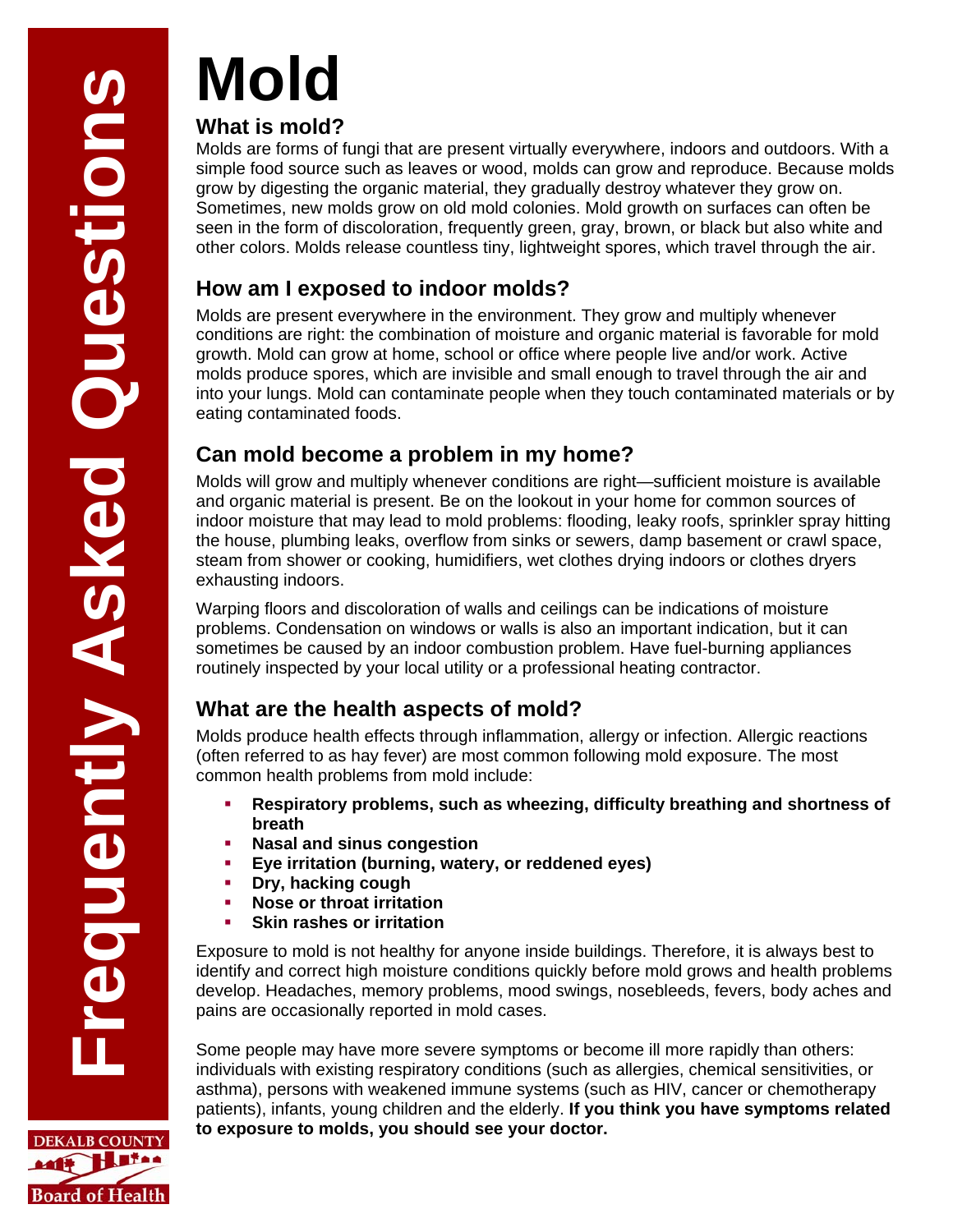# Mold

## What is mold?

Molds are forms of fungi that are present virtually everywhere, indoors and outdoors. With a simple food source such as leaves or wood, molds can grow and reproduce. Because molds grow by digesting the organic material, they gradually destroy whatever they grow on. Sometimes, new molds grow on old mold colonies. Mold growth on surfaces can often be seen in the form of discoloration, frequently green, gray, brown, or black but also white and other colors. Molds release countless tiny, lightweight spores, which travel through the air.

## How am I exposed to indoor molds?

Molds are present everywhere in the environment. They grow and multiply whenever conditions are right: the combination of moisture and organic material is favorable for mold growth. Mold can grow at home, school or office where people live and/or work. Active molds produce spores, which are invisible and small enough to travel through the air and into your lungs. Mold can contaminate people when they touch contaminated materials or by eating contaminated foods.

## Can mold become a problem in my home?

Molds will grow and multiply whenever conditions are right—sufficient moisture is available and organic material is present. Be on the lookout in your home for common sources of indoor moisture that may lead to mold problems: flooding, leaky roofs, sprinkler spray hitting the house, plumbing leaks, overflow from sinks or sewers, damp basement or crawl space, steam from shower or cooking, humidifiers, wet clothes drying indoors or clothes dryers exhausting indoors.

Warping floors and discoloration of walls and ceilings can be indications of moisture problems. Condensation on windows or walls is also an important indication, but it can sometimes be caused by an indoor combustion problem. Have fuel-burning appliances routinely inspected by your local utility or a professional heating contractor.

## What are the health aspects of mold?

Molds produce health effects through inflammation, allergy or infection. Allergic reactions (often referred to as hay fever) are most common following mold exposure. The most common health problems from mold include:

- **Respiratory problems, such as wheezing, difficulty breathing and shortness of breath**
- **Nasal and sinus congestion**
- **Eye irritation (burning, watery, or reddened eyes)**
- **Dry, hacking cough**
- **Nose or throat irritation**
- **Skin rashes or irritation**

Exposure to mold is not healthy for anyone inside buildings. Therefore, it is always best to identify and correct high moisture conditions quickly before mold grows and health problems develop. Headaches, memory problems, mood swings, nosebleeds, fevers, body aches and pains are occasionally reported in mold cases.

Some people may have more severe symptoms or become ill more rapidly than others: individuals with existing respiratory conditions (such as allergies, chemical sensitivities, or asthma), persons with weakened immune systems (such as HIV, cancer or chemotherapy patients), infants, young children and the elderly. **If you think you have symptoms related to exposure to molds, you should see your doctor.**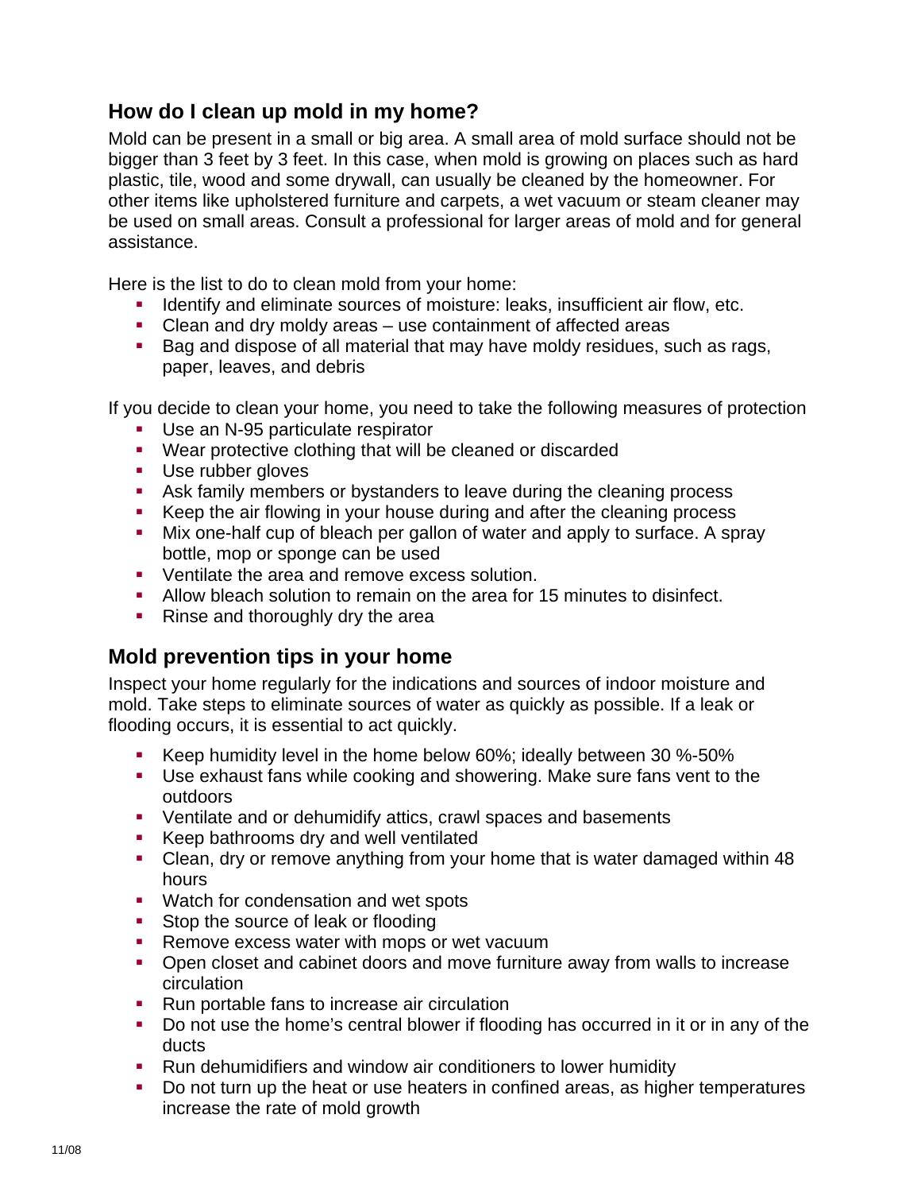## How do I clean up mold in my home?

Mold can be present in a small or big area. A small area of mold surface should not be bigger than 3 feet by 3 feet. In this case, when mold is growing on places such as hard plastic, tile, wood and some drywall, can usually be cleaned by the homeowner. For other items like upholstered furniture and carpets, a wet vacuum or steam cleaner may be used on small areas. Consult a professional for larger areas of mold and for general assistance.

Here is the list to do to clean mold from your home:

- Identify and eliminate sources of moisture: leaks, insufficient air flow, etc.
- Clean and dry moldy areas – use containment of affected areas
- Bag and dispose of all material that may have moldy residues, such as rags, paper, leaves, and debris

If you decide to clean your home, you need to take the following measures of protection

- Use an N-95 particulate respirator
- Wear protective clothing that will be cleaned or discarded
- Use rubber gloves
- Ask family members or bystanders to leave during the cleaning process
- Keep the air flowing in your house during and after the cleaning process
- Mix one-half cup of bleach per gallon of water and apply to surface. A spray bottle, mop or sponge can be used
- Ventilate the area and remove excess solution.
- Allow bleach solution to remain on the area for 15 minutes to disinfect.
- Rinse and thoroughly dry the area

## Mold prevention tips in your home

Inspect your home regularly for the indications and sources of indoor moisture and mold. Take steps to eliminate sources of water as quickly as possible. If a leak or flooding occurs, it is essential to act quickly.

- Keep humidity level in the home below 60%; ideally between 30 %-50%
- Use exhaust fans while cooking and showering. Make sure fans vent to the outdoors
- Ventilate and or dehumidify attics, crawl spaces and basements
- Keep bathrooms dry and well ventilated
- Clean, dry or remove anything from your home that is water damaged within 48 hours
- Watch for condensation and wet spots
- Stop the source of leak or flooding
- Remove excess water with mops or wet vacuum
- Open closet and cabinet doors and move furniture away from walls to increase circulation
- Run portable fans to increase air circulation
- Do not use the home's central blower if flooding has occurred in it or in any of the ducts
- Run dehumidifiers and window air conditioners to lower humidity
- Do not turn up the heat or use heaters in confined areas, as higher temperatures increase the rate of mold growth

11/08